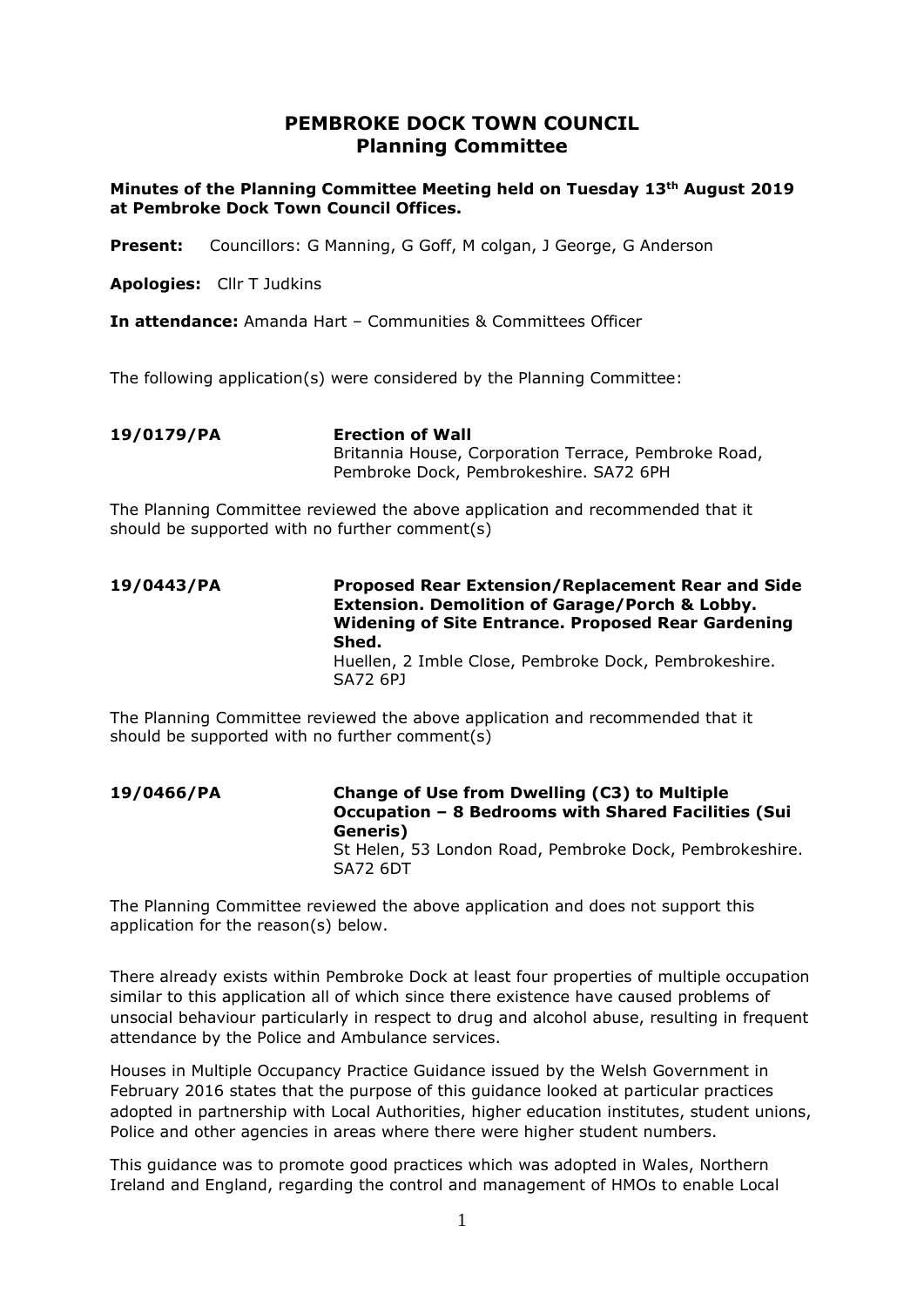# PEMBROKE DOCK TOWN COUNCIL
## Planning Committee

**Minutes of the Planning Committee Meeting held on Tuesday 13th August 2019 at Pembroke Dock Town Council Offices.**

**Present:** Councillors: G Manning, G Goff, M colgan, J George, G Anderson

**Apologies:** Cllr T Judkins

**In attendance:** Amanda Hart – Communities & Committees Officer

The following application(s) were considered by the Planning Committee:

**19/0179/PA** **Erection of Wall**
Britannia House, Corporation Terrace, Pembroke Road, Pembroke Dock, Pembrokeshire. SA72 6PH

The Planning Committee reviewed the above application and recommended that it should be supported with no further comment(s)

**19/0443/PA** **Proposed Rear Extension/Replacement Rear and Side Extension. Demolition of Garage/Porch & Lobby. Widening of Site Entrance. Proposed Rear Gardening Shed.**
Huellen, 2 Imble Close, Pembroke Dock, Pembrokeshire. SA72 6PJ

The Planning Committee reviewed the above application and recommended that it should be supported with no further comment(s)

**19/0466/PA** **Change of Use from Dwelling (C3) to Multiple Occupation – 8 Bedrooms with Shared Facilities (Sui Generis)**
St Helen, 53 London Road, Pembroke Dock, Pembrokeshire. SA72 6DT

The Planning Committee reviewed the above application and does not support this application for the reason(s) below.

There already exists within Pembroke Dock at least four properties of multiple occupation similar to this application all of which since there existence have caused problems of unsocial behaviour particularly in respect to drug and alcohol abuse, resulting in frequent attendance by the Police and Ambulance services.

Houses in Multiple Occupancy Practice Guidance issued by the Welsh Government in February 2016 states that the purpose of this guidance looked at particular practices adopted in partnership with Local Authorities, higher education institutes, student unions, Police and other agencies in areas where there were higher student numbers.

This guidance was to promote good practices which was adopted in Wales, Northern Ireland and England, regarding the control and management of HMOs to enable Local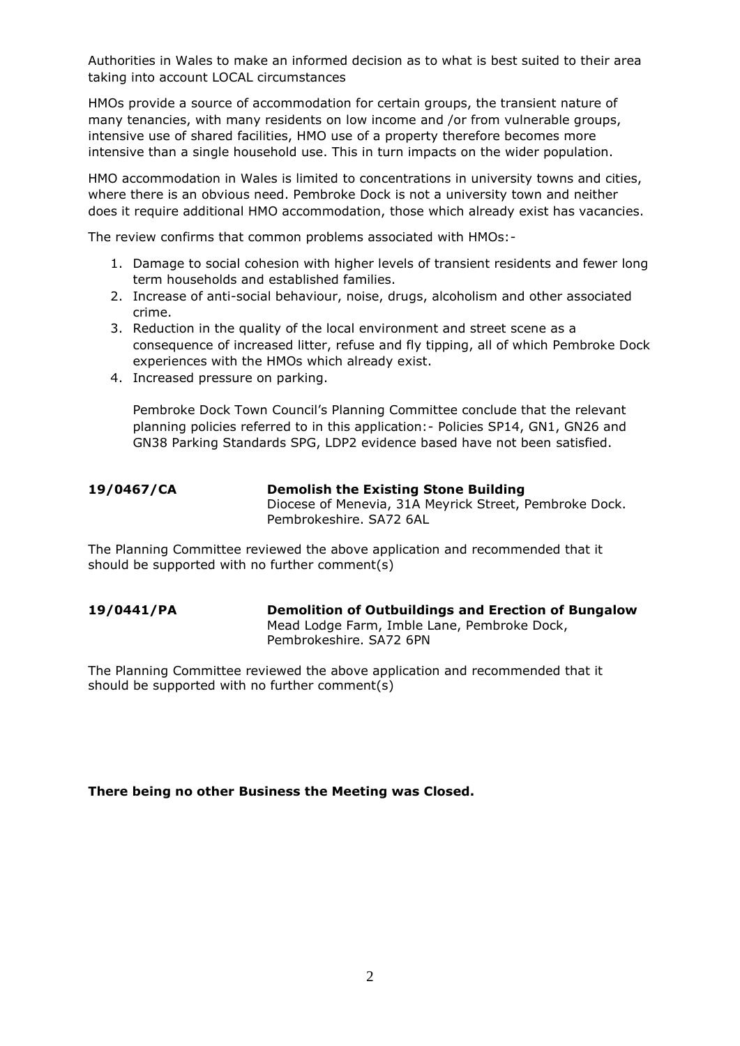Authorities in Wales to make an informed decision as to what is best suited to their area taking into account LOCAL circumstances

HMOs provide a source of accommodation for certain groups, the transient nature of many tenancies, with many residents on low income and /or from vulnerable groups, intensive use of shared facilities, HMO use of a property therefore becomes more intensive than a single household use. This in turn impacts on the wider population.

HMO accommodation in Wales is limited to concentrations in university towns and cities, where there is an obvious need. Pembroke Dock is not a university town and neither does it require additional HMO accommodation, those which already exist has vacancies.

The review confirms that common problems associated with HMOs:-

1. Damage to social cohesion with higher levels of transient residents and fewer long term households and established families.
2. Increase of anti-social behaviour, noise, drugs, alcoholism and other associated crime.
3. Reduction in the quality of the local environment and street scene as a consequence of increased litter, refuse and fly tipping, all of which Pembroke Dock experiences with the HMOs which already exist.
4. Increased pressure on parking.

Pembroke Dock Town Council's Planning Committee conclude that the relevant planning policies referred to in this application:- Policies SP14, GN1, GN26 and GN38 Parking Standards SPG, LDP2 evidence based have not been satisfied.

**19/0467/CA** **Demolish the Existing Stone Building**
Diocese of Menevia, 31A Meyrick Street, Pembroke Dock. Pembrokeshire. SA72 6AL

The Planning Committee reviewed the above application and recommended that it should be supported with no further comment(s)

**19/0441/PA** **Demolition of Outbuildings and Erection of Bungalow**
Mead Lodge Farm, Imble Lane, Pembroke Dock, Pembrokeshire. SA72 6PN

The Planning Committee reviewed the above application and recommended that it should be supported with no further comment(s)

**There being no other Business the Meeting was Closed.**